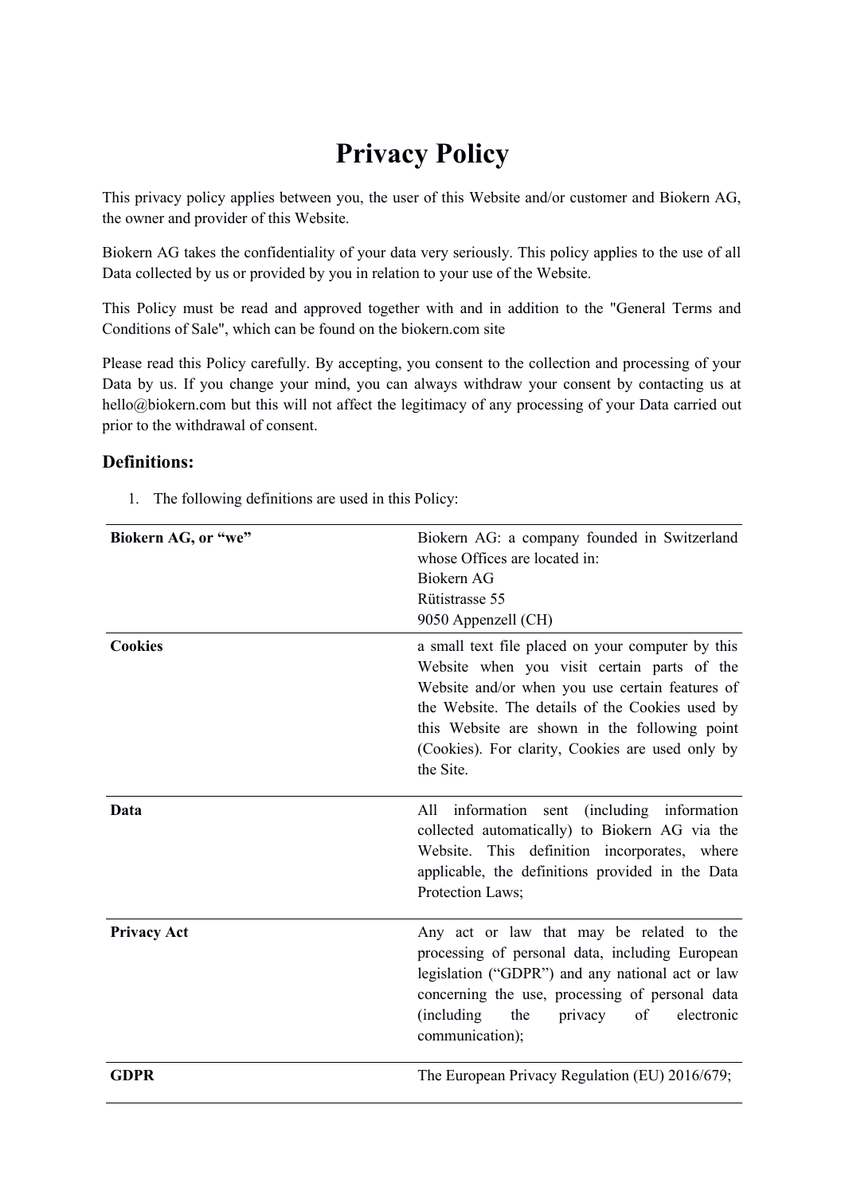# Privacy Policy

This privacy policy applies between you, the user of this Website and/or customer and Biokern AG, the owner and provider of this Website.

Biokern AG takes the confidentiality of your data very seriously. This policy applies to the use of all Data collected by us or provided by you in relation to your use of the Website.

This Policy must be read and approved together with and in addition to the "General Terms and Conditions of Sale", which can be found on the biokern.com site

Please read this Policy carefully. By accepting, you consent to the collection and processing of your Data by us. If you change your mind, you can always withdraw your consent by contacting us at hello@biokern.com but this will not affect the legitimacy of any processing of your Data carried out prior to the withdrawal of consent.

## Definitions:

1. The following definitions are used in this Policy:

| | |
|---|---|
| **Biokern AG, or "we"** | Biokern AG: a company founded in Switzerland whose Offices are located in:<br>Biokern AG<br>Rütistrasse 55<br>9050 Appenzell (CH) |
| **Cookies** | a small text file placed on your computer by this Website when you visit certain parts of the Website and/or when you use certain features of the Website. The details of the Cookies used by this Website are shown in the following point (Cookies). For clarity, Cookies are used only by the Site. |
| **Data** | All information sent (including information collected automatically) to Biokern AG via the Website. This definition incorporates, where applicable, the definitions provided in the Data Protection Laws; |
| **Privacy Act** | Any act or law that may be related to the processing of personal data, including European legislation ("GDPR") and any national act or law concerning the use, processing of personal data (including the privacy of electronic communication); |
| **GDPR** | The European Privacy Regulation (EU) 2016/679; |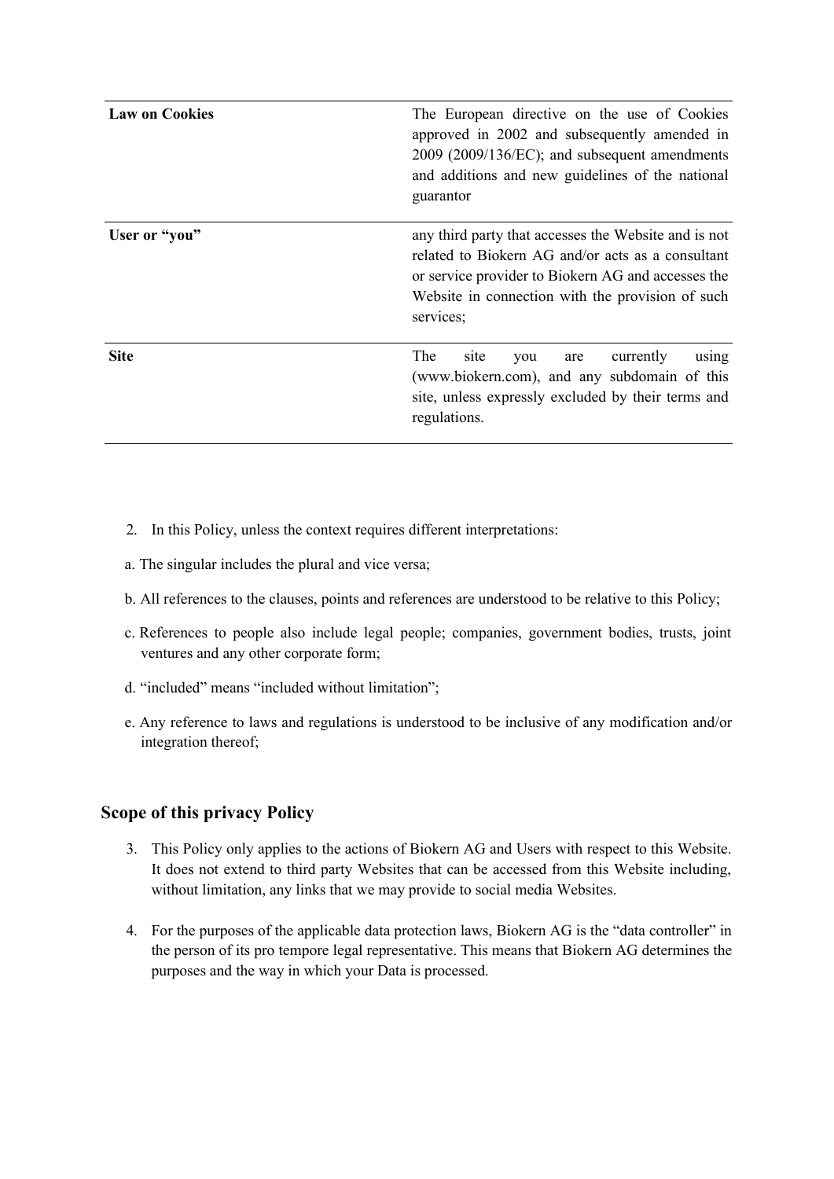| | |
|---|---|
| **Law on Cookies** | The European directive on the use of Cookies approved in 2002 and subsequently amended in 2009 (2009/136/EC); and subsequent amendments and additions and new guidelines of the national guarantor |
| **User or "you"** | any third party that accesses the Website and is not related to Biokern AG and/or acts as a consultant or service provider to Biokern AG and accesses the Website in connection with the provision of such services; |
| **Site** | The site you are currently using (www.biokern.com), and any subdomain of this site, unless expressly excluded by their terms and regulations. |

2. In this Policy, unless the context requires different interpretations:

a. The singular includes the plural and vice versa;

b. All references to the clauses, points and references are understood to be relative to this Policy;

c. References to people also include legal people; companies, government bodies, trusts, joint ventures and any other corporate form;

d. "included" means "included without limitation";

e. Any reference to laws and regulations is understood to be inclusive of any modification and/or integration thereof;

## Scope of this privacy Policy

3. This Policy only applies to the actions of Biokern AG and Users with respect to this Website. It does not extend to third party Websites that can be accessed from this Website including, without limitation, any links that we may provide to social media Websites.

4. For the purposes of the applicable data protection laws, Biokern AG is the "data controller" in the person of its pro tempore legal representative. This means that Biokern AG determines the purposes and the way in which your Data is processed.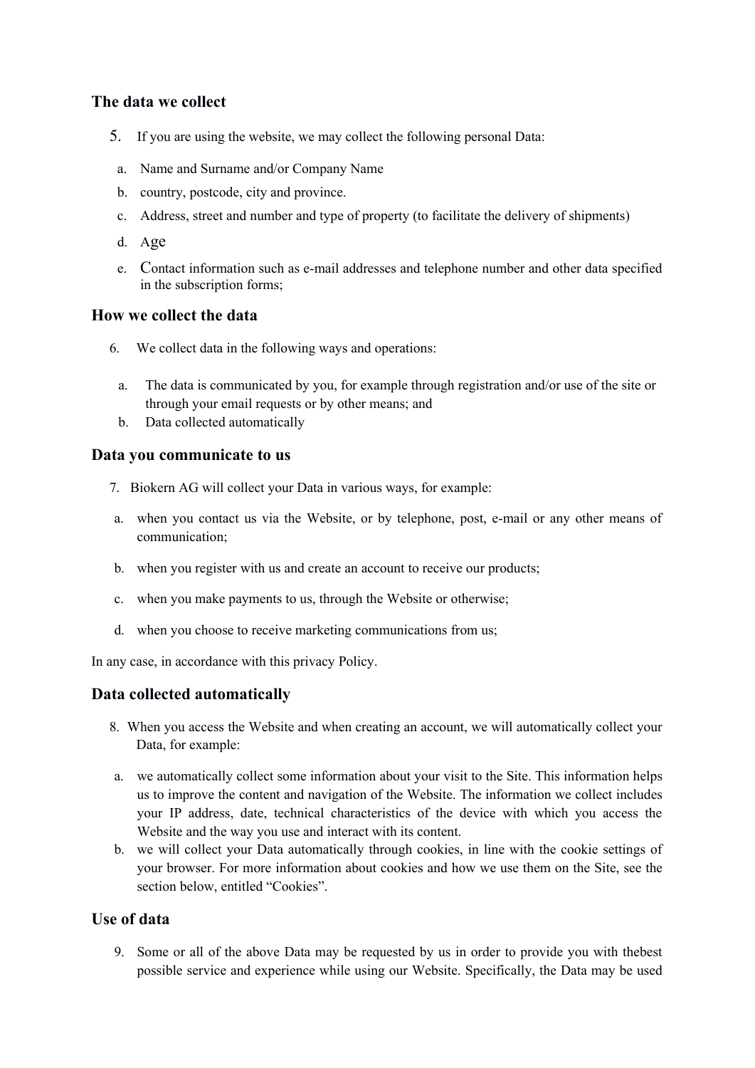## The data we collect

5. If you are using the website, we may collect the following personal Data:

a. Name and Surname and/or Company Name
b. country, postcode, city and province.
c. Address, street and number and type of property (to facilitate the delivery of shipments)
d. Age
e. Contact information such as e-mail addresses and telephone number and other data specified in the subscription forms;

## How we collect the data

6. We collect data in the following ways and operations:

a. The data is communicated by you, for example through registration and/or use of the site or through your email requests or by other means; and
b. Data collected automatically

## Data you communicate to us

7. Biokern AG will collect your Data in various ways, for example:

a. when you contact us via the Website, or by telephone, post, e-mail or any other means of communication;

b. when you register with us and create an account to receive our products;

c. when you make payments to us, through the Website or otherwise;

d. when you choose to receive marketing communications from us;

In any case, in accordance with this privacy Policy.

## Data collected automatically

8. When you access the Website and when creating an account, we will automatically collect your Data, for example:

a. we automatically collect some information about your visit to the Site. This information helps us to improve the content and navigation of the Website. The information we collect includes your IP address, date, technical characteristics of the device with which you access the Website and the way you use and interact with its content.
b. we will collect your Data automatically through cookies, in line with the cookie settings of your browser. For more information about cookies and how we use them on the Site, see the section below, entitled "Cookies".

## Use of data

9. Some or all of the above Data may be requested by us in order to provide you with thebest possible service and experience while using our Website. Specifically, the Data may be used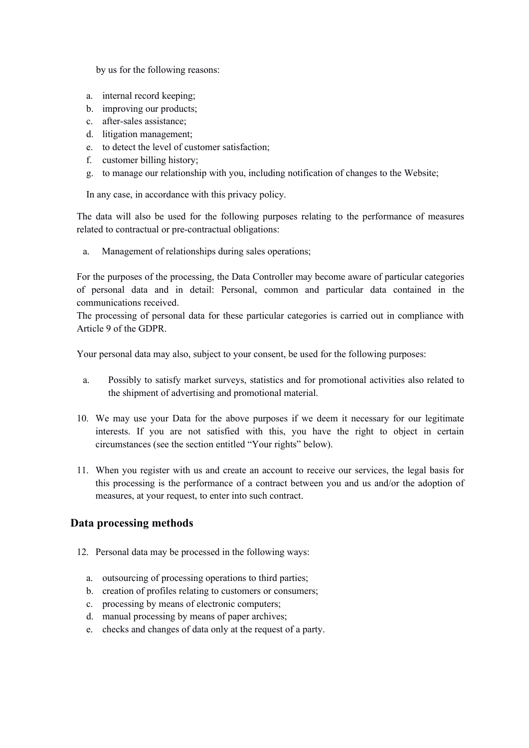by us for the following reasons:

a. internal record keeping;
b. improving our products;
c. after-sales assistance;
d. litigation management;
e. to detect the level of customer satisfaction;
f. customer billing history;
g. to manage our relationship with you, including notification of changes to the Website;

In any case, in accordance with this privacy policy.

The data will also be used for the following purposes relating to the performance of measures related to contractual or pre-contractual obligations:

a. Management of relationships during sales operations;

For the purposes of the processing, the Data Controller may become aware of particular categories of personal data and in detail: Personal, common and particular data contained in the communications received.
The processing of personal data for these particular categories is carried out in compliance with Article 9 of the GDPR.

Your personal data may also, subject to your consent, be used for the following purposes:

a. Possibly to satisfy market surveys, statistics and for promotional activities also related to the shipment of advertising and promotional material.

10. We may use your Data for the above purposes if we deem it necessary for our legitimate interests. If you are not satisfied with this, you have the right to object in certain circumstances (see the section entitled "Your rights" below).

11. When you register with us and create an account to receive our services, the legal basis for this processing is the performance of a contract between you and us and/or the adoption of measures, at your request, to enter into such contract.

## Data processing methods

12. Personal data may be processed in the following ways:

a. outsourcing of processing operations to third parties;
b. creation of profiles relating to customers or consumers;
c. processing by means of electronic computers;
d. manual processing by means of paper archives;
e. checks and changes of data only at the request of a party.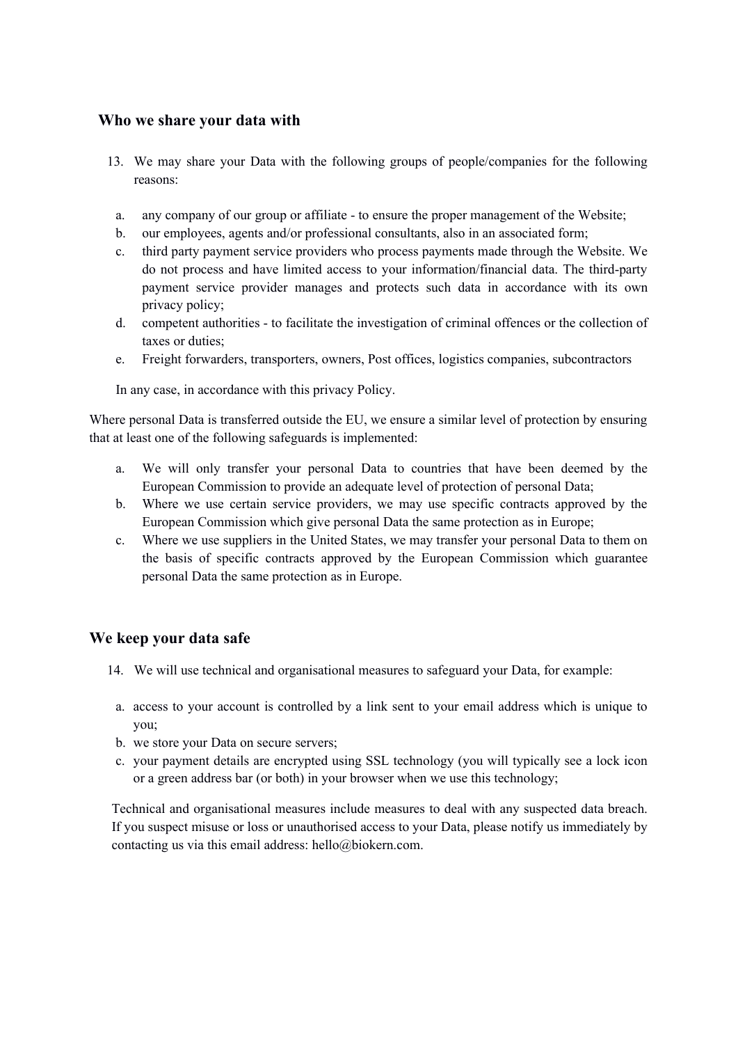## Who we share your data with

13. We may share your Data with the following groups of people/companies for the following reasons:

   a. any company of our group or affiliate - to ensure the proper management of the Website;
   b. our employees, agents and/or professional consultants, also in an associated form;
   c. third party payment service providers who process payments made through the Website. We do not process and have limited access to your information/financial data. The third-party payment service provider manages and protects such data in accordance with its own privacy policy;
   d. competent authorities - to facilitate the investigation of criminal offences or the collection of taxes or duties;
   e. Freight forwarders, transporters, owners, Post offices, logistics companies, subcontractors

   In any case, in accordance with this privacy Policy.

Where personal Data is transferred outside the EU, we ensure a similar level of protection by ensuring that at least one of the following safeguards is implemented:

   a. We will only transfer your personal Data to countries that have been deemed by the European Commission to provide an adequate level of protection of personal Data;
   b. Where we use certain service providers, we may use specific contracts approved by the European Commission which give personal Data the same protection as in Europe;
   c. Where we use suppliers in the United States, we may transfer your personal Data to them on the basis of specific contracts approved by the European Commission which guarantee personal Data the same protection as in Europe.

## We keep your data safe

14. We will use technical and organisational measures to safeguard your Data, for example:

   a. access to your account is controlled by a link sent to your email address which is unique to you;
   b. we store your Data on secure servers;
   c. your payment details are encrypted using SSL technology (you will typically see a lock icon or a green address bar (or both) in your browser when we use this technology;

   Technical and organisational measures include measures to deal with any suspected data breach. If you suspect misuse or loss or unauthorised access to your Data, please notify us immediately by contacting us via this email address: hello@biokern.com.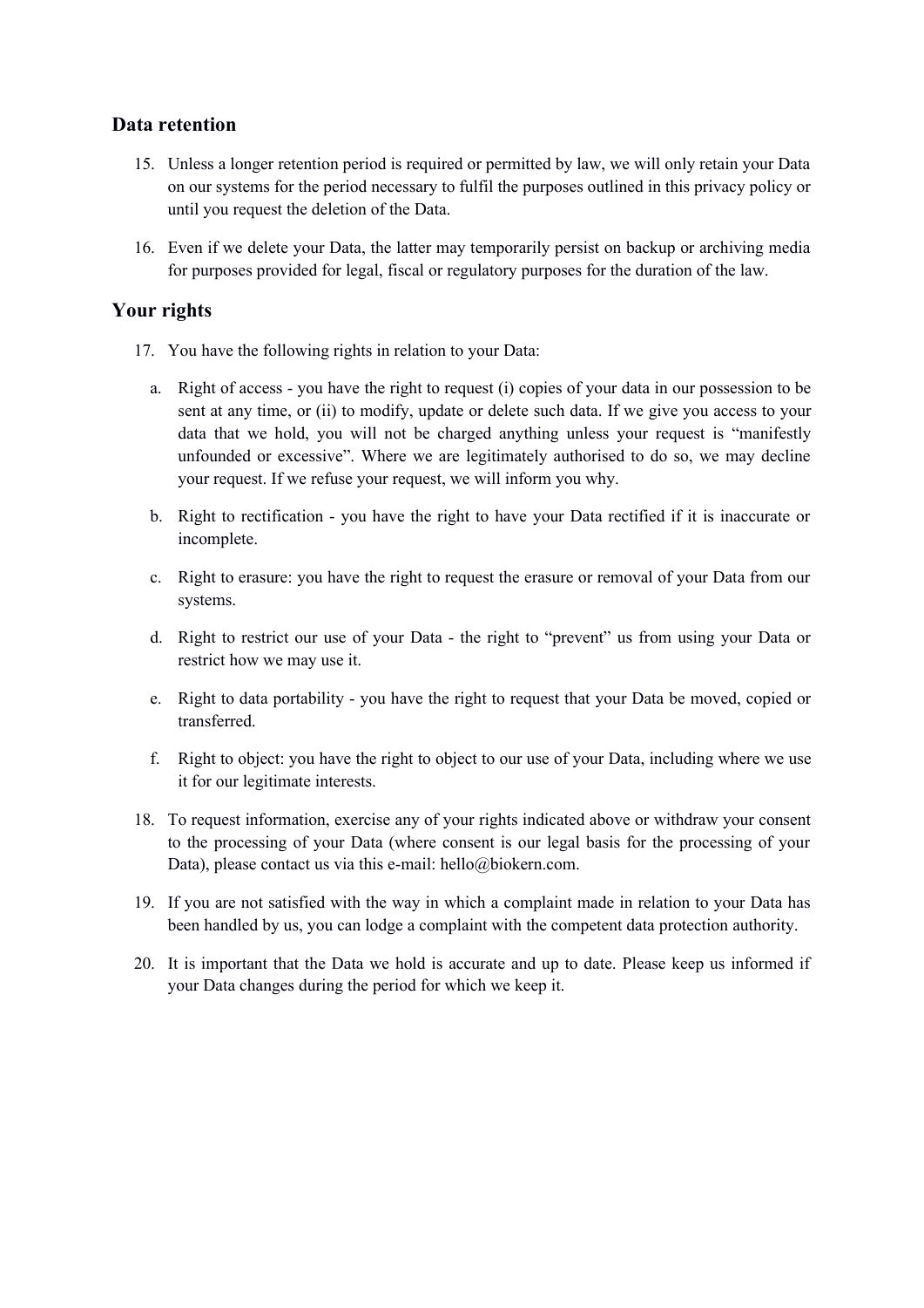## Data retention

15. Unless a longer retention period is required or permitted by law, we will only retain your Data on our systems for the period necessary to fulfil the purposes outlined in this privacy policy or until you request the deletion of the Data.

16. Even if we delete your Data, the latter may temporarily persist on backup or archiving media for purposes provided for legal, fiscal or regulatory purposes for the duration of the law.

## Your rights

17. You have the following rights in relation to your Data:

    a. Right of access - you have the right to request (i) copies of your data in our possession to be sent at any time, or (ii) to modify, update or delete such data. If we give you access to your data that we hold, you will not be charged anything unless your request is "manifestly unfounded or excessive". Where we are legitimately authorised to do so, we may decline your request. If we refuse your request, we will inform you why.

    b. Right to rectification - you have the right to have your Data rectified if it is inaccurate or incomplete.

    c. Right to erasure: you have the right to request the erasure or removal of your Data from our systems.

    d. Right to restrict our use of your Data - the right to "prevent" us from using your Data or restrict how we may use it.

    e. Right to data portability - you have the right to request that your Data be moved, copied or transferred.

    f. Right to object: you have the right to object to our use of your Data, including where we use it for our legitimate interests.

18. To request information, exercise any of your rights indicated above or withdraw your consent to the processing of your Data (where consent is our legal basis for the processing of your Data), please contact us via this e-mail: hello@biokern.com.

19. If you are not satisfied with the way in which a complaint made in relation to your Data has been handled by us, you can lodge a complaint with the competent data protection authority.

20. It is important that the Data we hold is accurate and up to date. Please keep us informed if your Data changes during the period for which we keep it.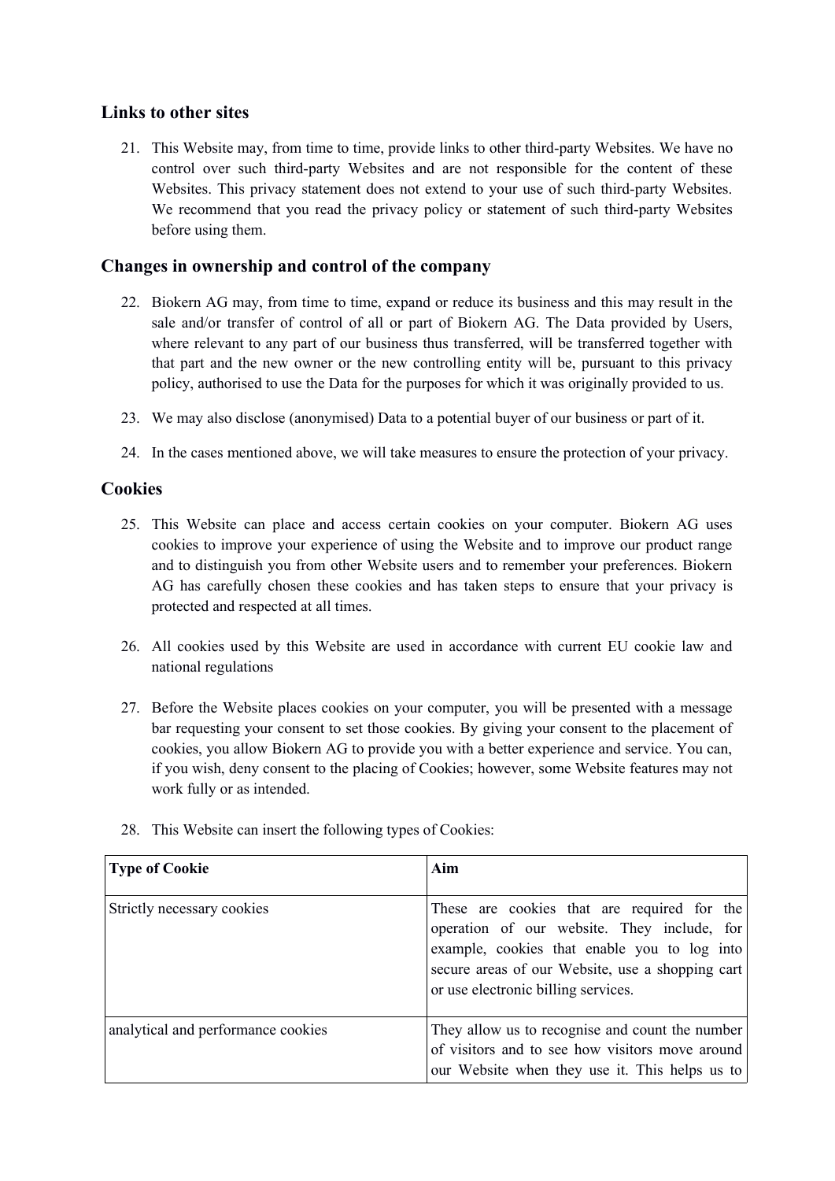## Links to other sites

21. This Website may, from time to time, provide links to other third-party Websites. We have no control over such third-party Websites and are not responsible for the content of these Websites. This privacy statement does not extend to your use of such third-party Websites. We recommend that you read the privacy policy or statement of such third-party Websites before using them.

## Changes in ownership and control of the company

22. Biokern AG may, from time to time, expand or reduce its business and this may result in the sale and/or transfer of control of all or part of Biokern AG. The Data provided by Users, where relevant to any part of our business thus transferred, will be transferred together with that part and the new owner or the new controlling entity will be, pursuant to this privacy policy, authorised to use the Data for the purposes for which it was originally provided to us.

23. We may also disclose (anonymised) Data to a potential buyer of our business or part of it.

24. In the cases mentioned above, we will take measures to ensure the protection of your privacy.

## Cookies

25. This Website can place and access certain cookies on your computer. Biokern AG uses cookies to improve your experience of using the Website and to improve our product range and to distinguish you from other Website users and to remember your preferences. Biokern AG has carefully chosen these cookies and has taken steps to ensure that your privacy is protected and respected at all times.

26. All cookies used by this Website are used in accordance with current EU cookie law and national regulations

27. Before the Website places cookies on your computer, you will be presented with a message bar requesting your consent to set those cookies. By giving your consent to the placement of cookies, you allow Biokern AG to provide you with a better experience and service. You can, if you wish, deny consent to the placing of Cookies; however, some Website features may not work fully or as intended.

28. This Website can insert the following types of Cookies:

| Type of Cookie | Aim |
|---|---|
| Strictly necessary cookies | These are cookies that are required for the operation of our website. They include, for example, cookies that enable you to log into secure areas of our Website, use a shopping cart or use electronic billing services. |
| analytical and performance cookies | They allow us to recognise and count the number of visitors and to see how visitors move around our Website when they use it. This helps us to |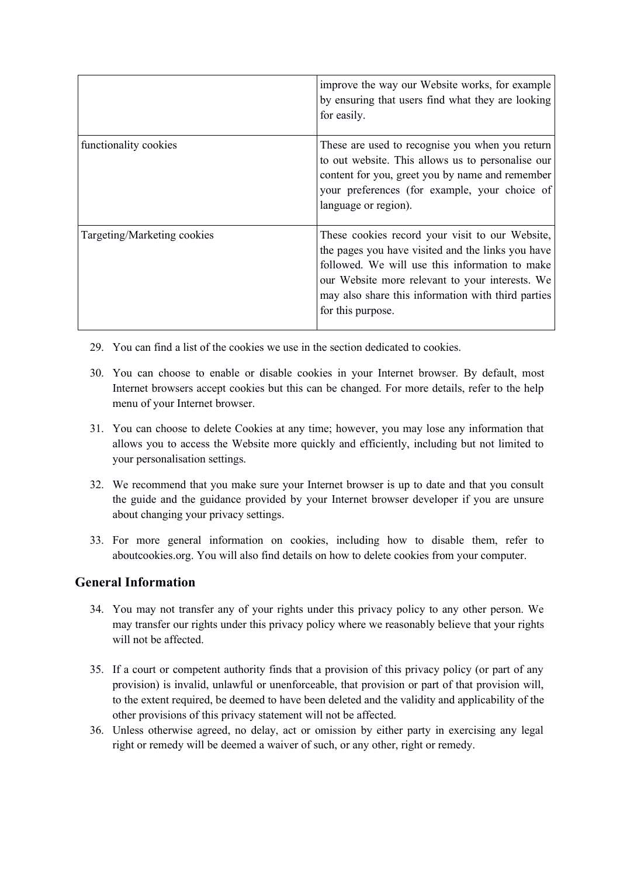| | |
|---|---|
| | improve the way our Website works, for example by ensuring that users find what they are looking for easily. |
| functionality cookies | These are used to recognise you when you return to out website. This allows us to personalise our content for you, greet you by name and remember your preferences (for example, your choice of language or region). |
| Targeting/Marketing cookies | These cookies record your visit to our Website, the pages you have visited and the links you have followed. We will use this information to make our Website more relevant to your interests. We may also share this information with third parties for this purpose. |

29. You can find a list of the cookies we use in the section dedicated to cookies.

30. You can choose to enable or disable cookies in your Internet browser. By default, most Internet browsers accept cookies but this can be changed. For more details, refer to the help menu of your Internet browser.

31. You can choose to delete Cookies at any time; however, you may lose any information that allows you to access the Website more quickly and efficiently, including but not limited to your personalisation settings.

32. We recommend that you make sure your Internet browser is up to date and that you consult the guide and the guidance provided by your Internet browser developer if you are unsure about changing your privacy settings.

33. For more general information on cookies, including how to disable them, refer to aboutcookies.org. You will also find details on how to delete cookies from your computer.

## General Information

34. You may not transfer any of your rights under this privacy policy to any other person. We may transfer our rights under this privacy policy where we reasonably believe that your rights will not be affected.

35. If a court or competent authority finds that a provision of this privacy policy (or part of any provision) is invalid, unlawful or unenforceable, that provision or part of that provision will, to the extent required, be deemed to have been deleted and the validity and applicability of the other provisions of this privacy statement will not be affected.

36. Unless otherwise agreed, no delay, act or omission by either party in exercising any legal right or remedy will be deemed a waiver of such, or any other, right or remedy.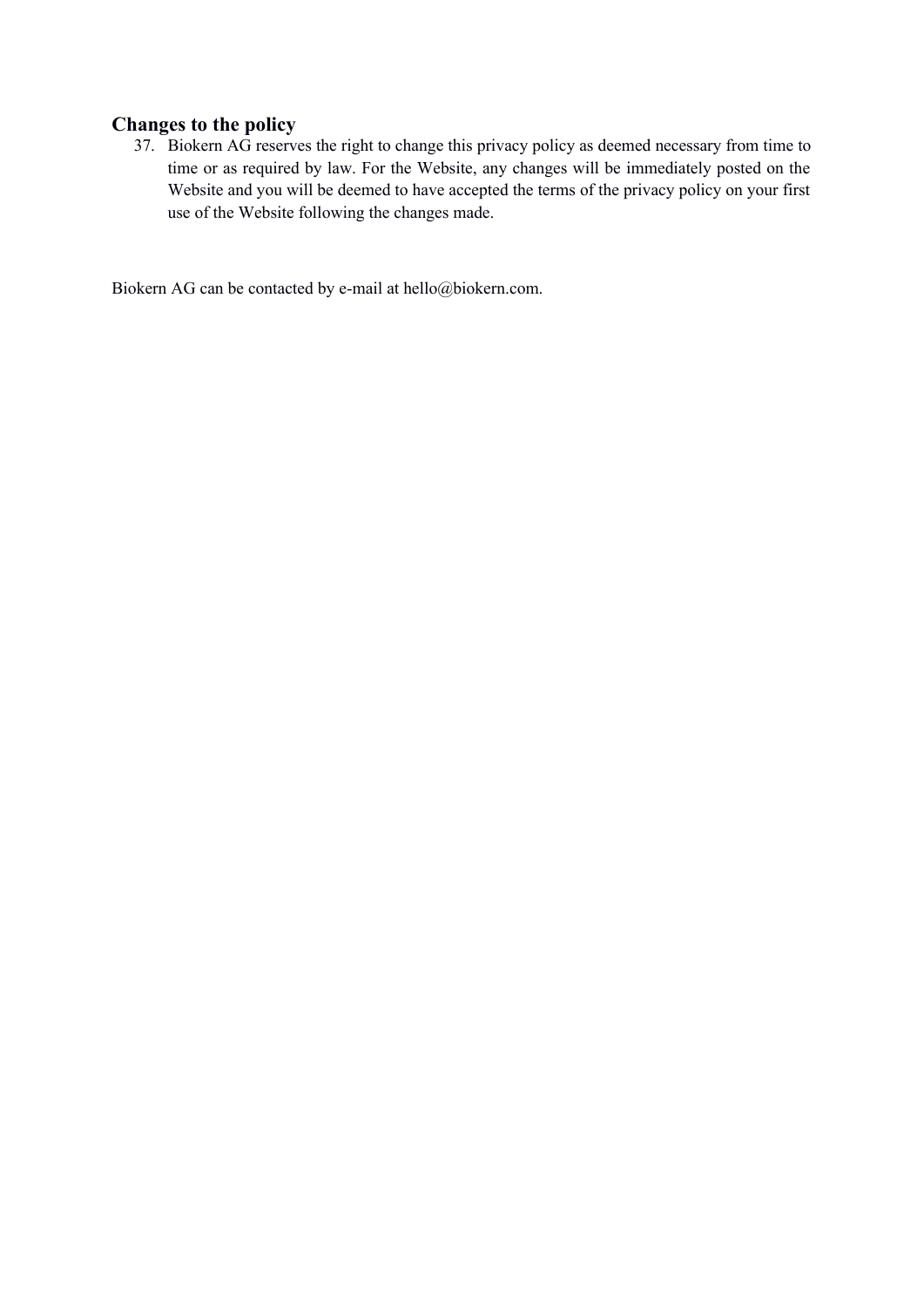## Changes to the policy

37. Biokern AG reserves the right to change this privacy policy as deemed necessary from time to time or as required by law. For the Website, any changes will be immediately posted on the Website and you will be deemed to have accepted the terms of the privacy policy on your first use of the Website following the changes made.

Biokern AG can be contacted by e-mail at hello@biokern.com.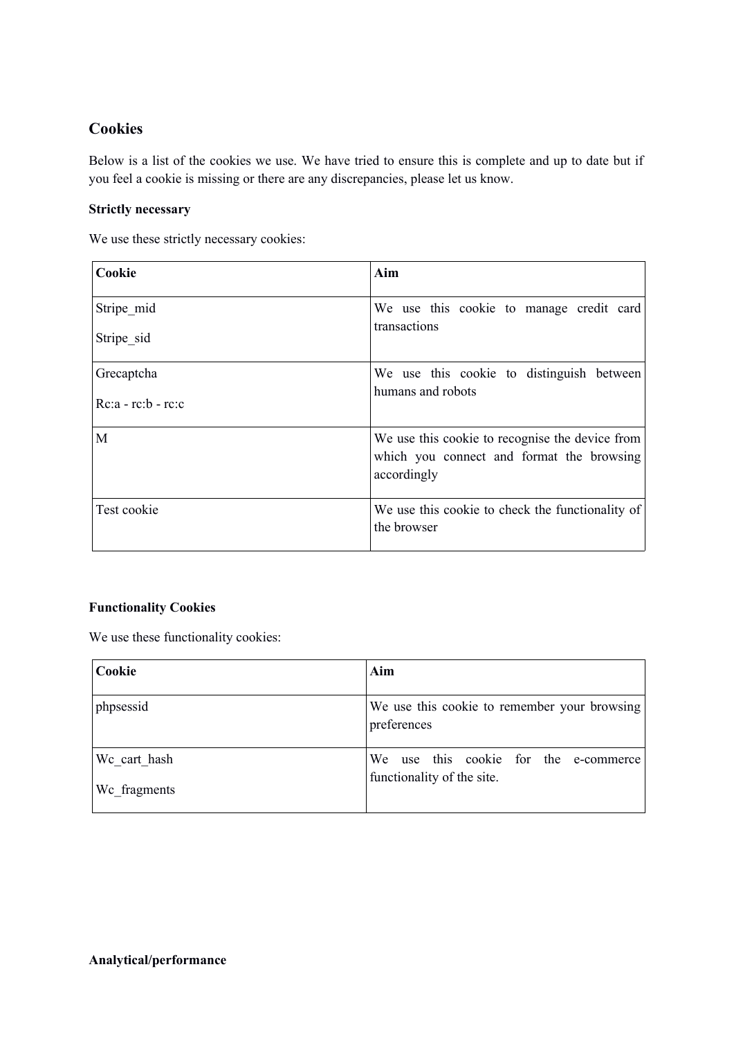## Cookies

Below is a list of the cookies we use. We have tried to ensure this is complete and up to date but if you feel a cookie is missing or there are any discrepancies, please let us know.

**Strictly necessary**

We use these strictly necessary cookies:

| **Cookie** | **Aim** |
|---|---|
| Stripe_mid<br>Stripe_sid | We use this cookie to manage credit card transactions |
| Grecaptcha<br>Rc:a - rc:b - rc:c | We use this cookie to distinguish between humans and robots |
| M | We use this cookie to recognise the device from which you connect and format the browsing accordingly |
| Test cookie | We use this cookie to check the functionality of the browser |

**Functionality Cookies**

We use these functionality cookies:

| **Cookie** | **Aim** |
|---|---|
| phpsessid | We use this cookie to remember your browsing preferences |
| Wc_cart_hash<br>Wc_fragments | We use this cookie for the e-commerce functionality of the site. |

**Analytical/performance**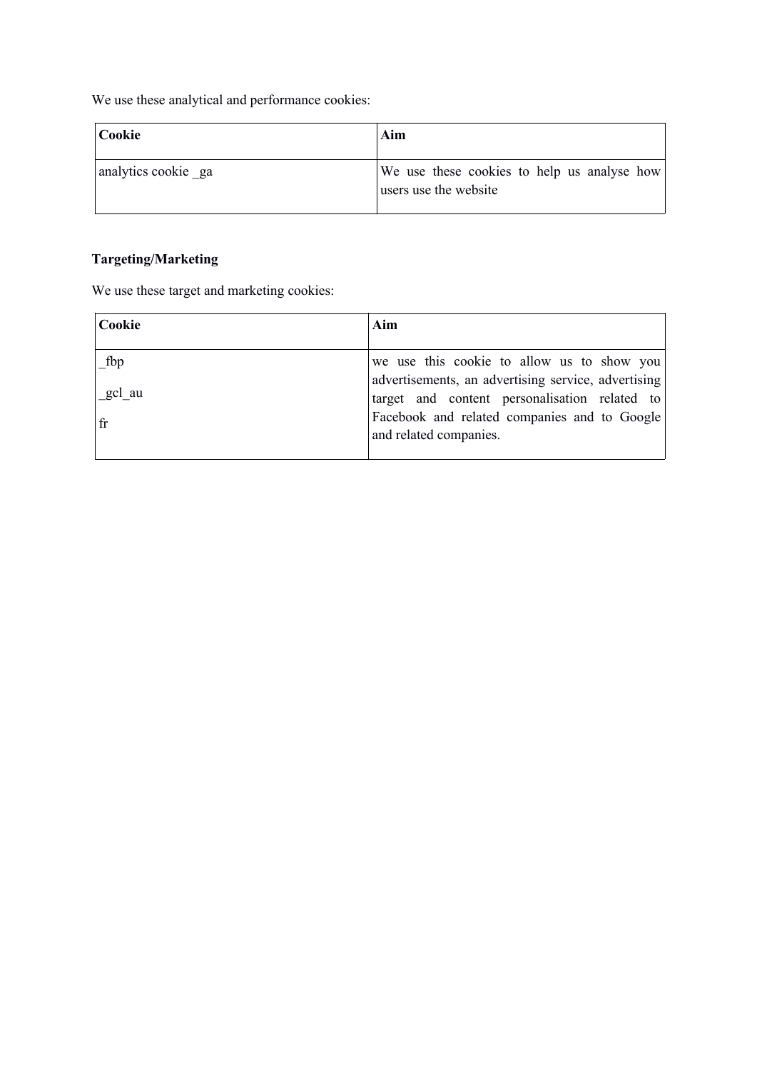We use these analytical and performance cookies:

| Cookie | Aim |
|---|---|
| analytics cookie _ga | We use these cookies to help us analyse how users use the website |

**Targeting/Marketing**

We use these target and marketing cookies:

| Cookie | Aim |
|---|---|
| _fbp<br>_gcl_au<br>fr | we use this cookie to allow us to show you advertisements, an advertising service, advertising target and content personalisation related to Facebook and related companies and to Google and related companies. |